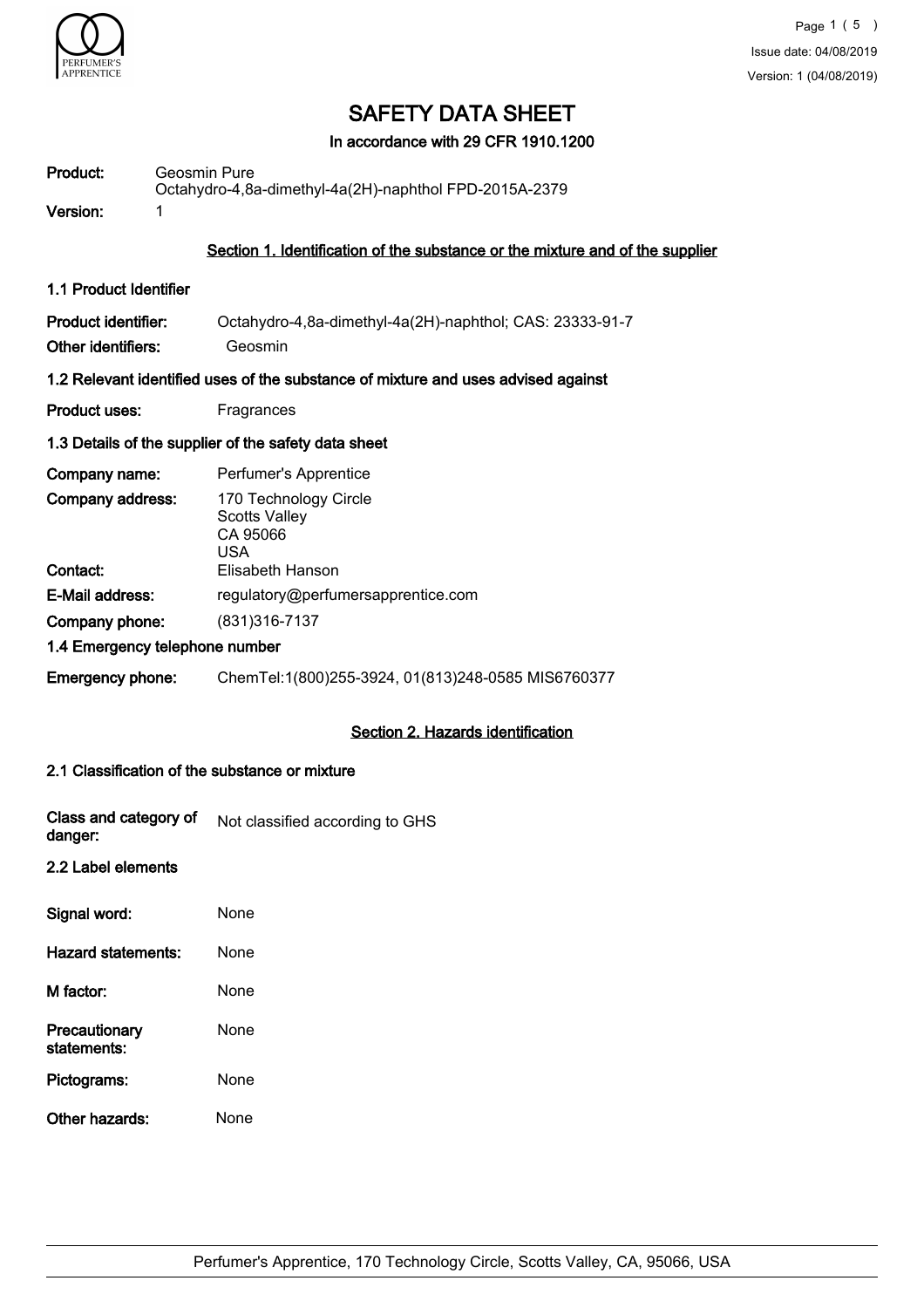# SAFETY DATA SHEET

**In accordance with 29 CFR 1910.1200**

**Product:** Geosmin Pure
Octahydro-4,8a-dimethyl-4a(2H)-naphthol FPD-2015A-2379

**Version:** 1

## Section 1. Identification of the substance or the mixture and of the supplier

### 1.1 Product Identifier

**Product identifier:** Octahydro-4,8a-dimethyl-4a(2H)-naphthol; CAS: 23333-91-7

**Other identifiers:** Geosmin

### 1.2 Relevant identified uses of the substance of mixture and uses advised against

**Product uses:** Fragrances

### 1.3 Details of the supplier of the safety data sheet

**Company name:** Perfumer's Apprentice

**Company address:** 170 Technology Circle
Scotts Valley
CA 95066
USA

**Contact:** Elisabeth Hanson

**E-Mail address:** regulatory@perfumersapprentice.com

**Company phone:** (831)316-7137

### 1.4 Emergency telephone number

**Emergency phone:** ChemTel:1(800)255-3924, 01(813)248-0585 MIS6760377

## Section 2. Hazards identification

### 2.1 Classification of the substance or mixture

**Class and category of danger:** Not classified according to GHS

### 2.2 Label elements

**Signal word:** None

**Hazard statements:** None

**M factor:** None

**Precautionary statements:** None

**Pictograms:** None

**Other hazards:** None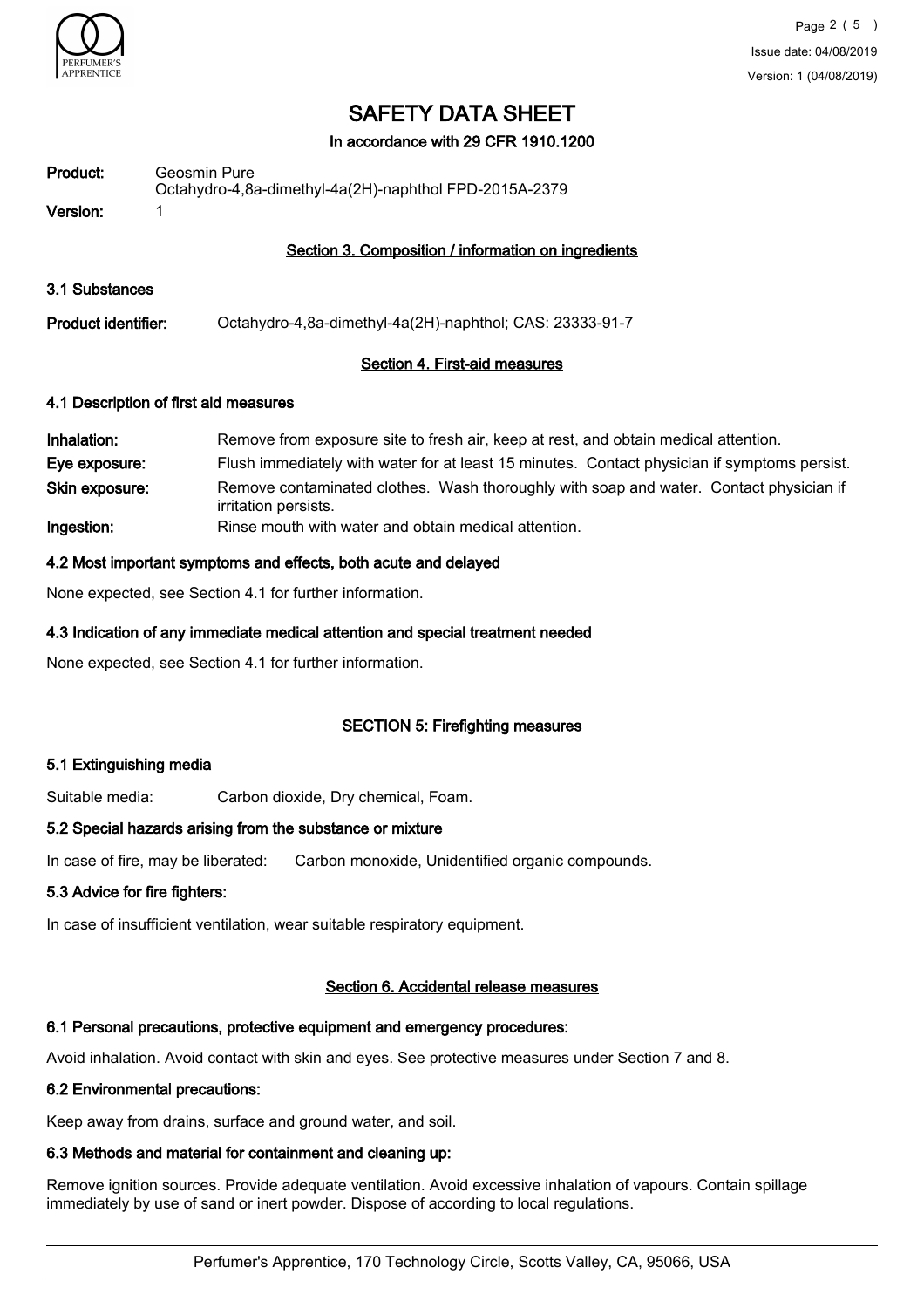# SAFETY DATA SHEET

**In accordance with 29 CFR 1910.1200**

**Product:** Geosmin Pure
Octahydro-4,8a-dimethyl-4a(2H)-naphthol FPD-2015A-2379

**Version:** 1

## Section 3. Composition / information on ingredients

### 3.1 Substances

**Product identifier:** Octahydro-4,8a-dimethyl-4a(2H)-naphthol; CAS: 23333-91-7

## Section 4. First-aid measures

### 4.1 Description of first aid measures

**Inhalation:** Remove from exposure site to fresh air, keep at rest, and obtain medical attention.

**Eye exposure:** Flush immediately with water for at least 15 minutes. Contact physician if symptoms persist.

**Skin exposure:** Remove contaminated clothes. Wash thoroughly with soap and water. Contact physician if irritation persists.

**Ingestion:** Rinse mouth with water and obtain medical attention.

### 4.2 Most important symptoms and effects, both acute and delayed

None expected, see Section 4.1 for further information.

### 4.3 Indication of any immediate medical attention and special treatment needed

None expected, see Section 4.1 for further information.

## SECTION 5: Firefighting measures

### 5.1 Extinguishing media

Suitable media: Carbon dioxide, Dry chemical, Foam.

### 5.2 Special hazards arising from the substance or mixture

In case of fire, may be liberated: Carbon monoxide, Unidentified organic compounds.

### 5.3 Advice for fire fighters:

In case of insufficient ventilation, wear suitable respiratory equipment.

## Section 6. Accidental release measures

### 6.1 Personal precautions, protective equipment and emergency procedures:

Avoid inhalation. Avoid contact with skin and eyes. See protective measures under Section 7 and 8.

### 6.2 Environmental precautions:

Keep away from drains, surface and ground water, and soil.

### 6.3 Methods and material for containment and cleaning up:

Remove ignition sources. Provide adequate ventilation. Avoid excessive inhalation of vapours. Contain spillage immediately by use of sand or inert powder. Dispose of according to local regulations.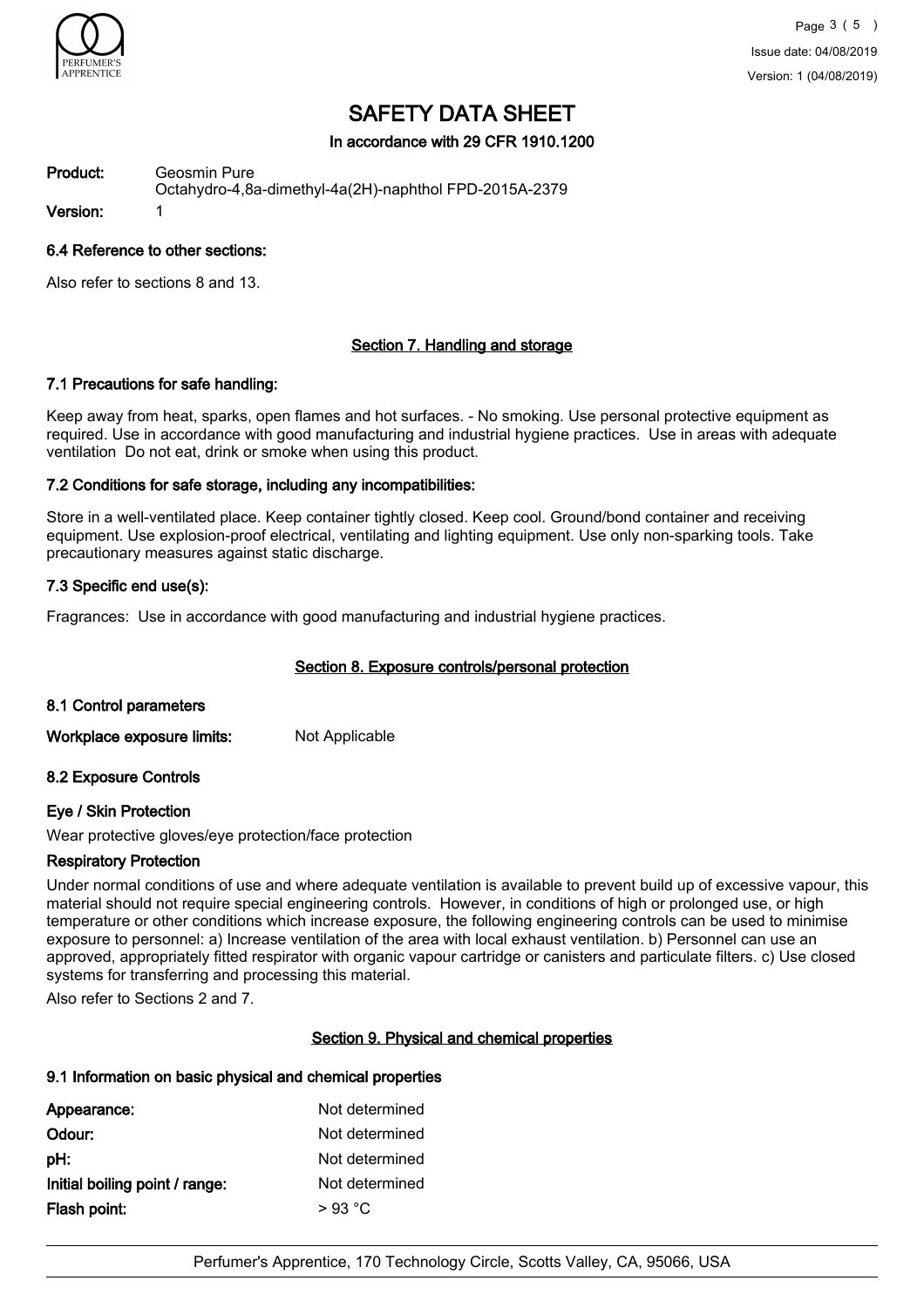# SAFETY DATA SHEET

**In accordance with 29 CFR 1910.1200**

**Product:** Geosmin Pure
Octahydro-4,8a-dimethyl-4a(2H)-naphthol FPD-2015A-2379

**Version:** 1

### 6.4 Reference to other sections:

Also refer to sections 8 and 13.

## Section 7. Handling and storage

### 7.1 Precautions for safe handling:

Keep away from heat, sparks, open flames and hot surfaces. - No smoking. Use personal protective equipment as required. Use in accordance with good manufacturing and industrial hygiene practices. Use in areas with adequate ventilation Do not eat, drink or smoke when using this product.

### 7.2 Conditions for safe storage, including any incompatibilities:

Store in a well-ventilated place. Keep container tightly closed. Keep cool. Ground/bond container and receiving equipment. Use explosion-proof electrical, ventilating and lighting equipment. Use only non-sparking tools. Take precautionary measures against static discharge.

### 7.3 Specific end use(s):

Fragrances: Use in accordance with good manufacturing and industrial hygiene practices.

## Section 8. Exposure controls/personal protection

### 8.1 Control parameters

**Workplace exposure limits:** Not Applicable

### 8.2 Exposure Controls

#### Eye / Skin Protection

Wear protective gloves/eye protection/face protection

#### Respiratory Protection

Under normal conditions of use and where adequate ventilation is available to prevent build up of excessive vapour, this material should not require special engineering controls. However, in conditions of high or prolonged use, or high temperature or other conditions which increase exposure, the following engineering controls can be used to minimise exposure to personnel: a) Increase ventilation of the area with local exhaust ventilation. b) Personnel can use an approved, appropriately fitted respirator with organic vapour cartridge or canisters and particulate filters. c) Use closed systems for transferring and processing this material.

Also refer to Sections 2 and 7.

## Section 9. Physical and chemical properties

### 9.1 Information on basic physical and chemical properties

| | |
|---|---|
| **Appearance:** | Not determined |
| **Odour:** | Not determined |
| **pH:** | Not determined |
| **Initial boiling point / range:** | Not determined |
| **Flash point:** | > 93 °C |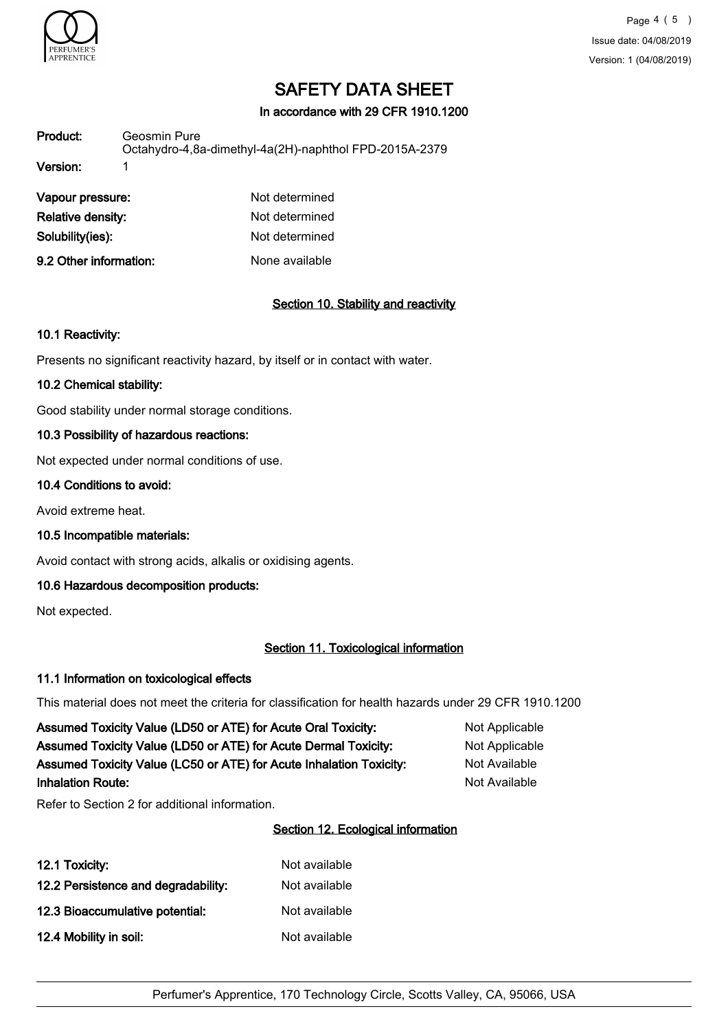# SAFETY DATA SHEET

**In accordance with 29 CFR 1910.1200**

| | |
|---|---|
| **Product:** | Geosmin Pure<br>Octahydro-4,8a-dimethyl-4a(2H)-naphthol FPD-2015A-2379 |
| **Version:** | 1 |

| | |
|---|---|
| **Vapour pressure:** | Not determined |
| **Relative density:** | Not determined |
| **Solubility(ies):** | Not determined |
| **9.2 Other information:** | None available |

## Section 10. Stability and reactivity

### 10.1 Reactivity:

Presents no significant reactivity hazard, by itself or in contact with water.

### 10.2 Chemical stability:

Good stability under normal storage conditions.

### 10.3 Possibility of hazardous reactions:

Not expected under normal conditions of use.

### 10.4 Conditions to avoid:

Avoid extreme heat.

### 10.5 Incompatible materials:

Avoid contact with strong acids, alkalis or oxidising agents.

### 10.6 Hazardous decomposition products:

Not expected.

## Section 11. Toxicological information

### 11.1 Information on toxicological effects

This material does not meet the criteria for classification for health hazards under 29 CFR 1910.1200

| | |
|---|---|
| **Assumed Toxicity Value (LD50 or ATE) for Acute Oral Toxicity:** | Not Applicable |
| **Assumed Toxicity Value (LD50 or ATE) for Acute Dermal Toxicity:** | Not Applicable |
| **Assumed Toxicity Value (LC50 or ATE) for Acute Inhalation Toxicity:** | Not Available |
| **Inhalation Route:** | Not Available |

Refer to Section 2 for additional information.

## Section 12. Ecological information

| | |
|---|---|
| **12.1 Toxicity:** | Not available |
| **12.2 Persistence and degradability:** | Not available |
| **12.3 Bioaccumulative potential:** | Not available |
| **12.4 Mobility in soil:** | Not available |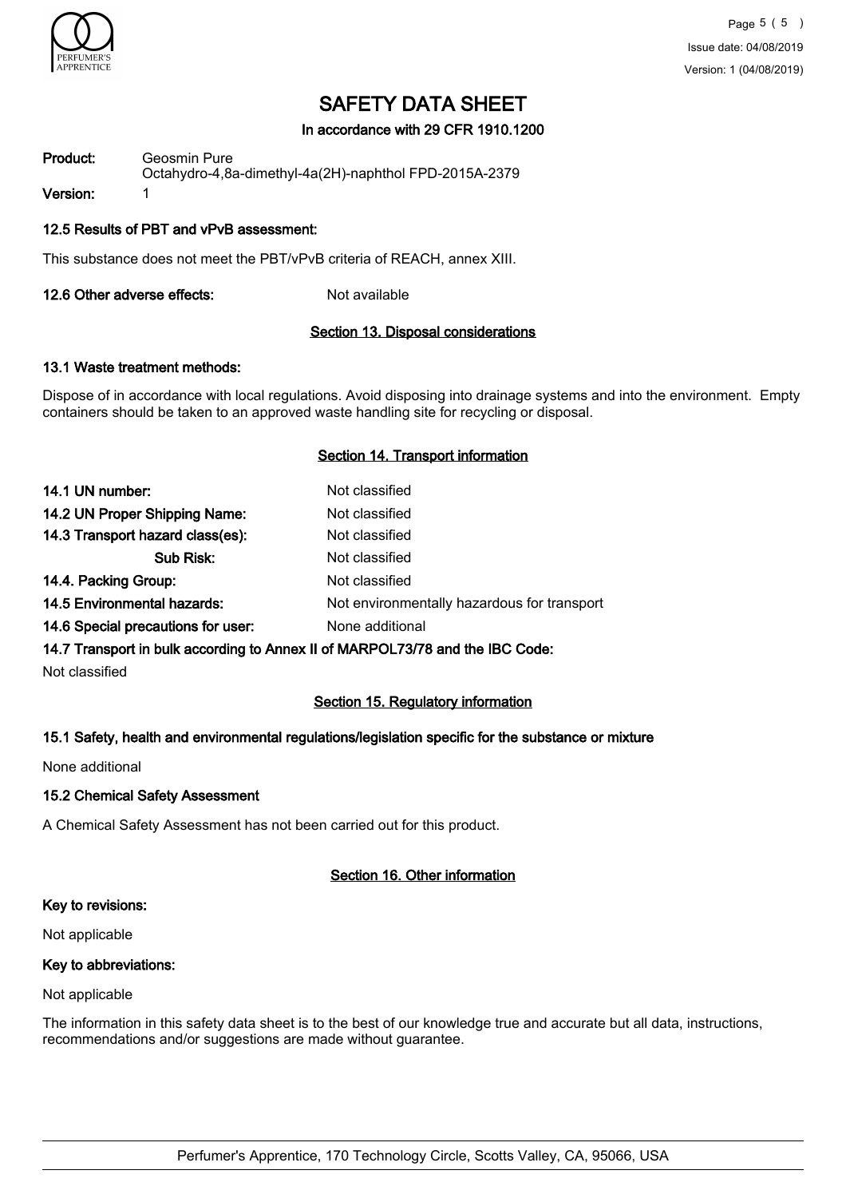# SAFETY DATA SHEET

**In accordance with 29 CFR 1910.1200**

**Product:** Geosmin Pure
Octahydro-4,8a-dimethyl-4a(2H)-naphthol FPD-2015A-2379

**Version:** 1

### 12.5 Results of PBT and vPvB assessment:

This substance does not meet the PBT/vPvB criteria of REACH, annex XIII.

**12.6 Other adverse effects:** Not available

## Section 13. Disposal considerations

### 13.1 Waste treatment methods:

Dispose of in accordance with local regulations. Avoid disposing into drainage systems and into the environment. Empty containers should be taken to an approved waste handling site for recycling or disposal.

## Section 14. Transport information

| | |
|---|---|
| **14.1 UN number:** | Not classified |
| **14.2 UN Proper Shipping Name:** | Not classified |
| **14.3 Transport hazard class(es):** | Not classified |
| **Sub Risk:** | Not classified |
| **14.4. Packing Group:** | Not classified |
| **14.5 Environmental hazards:** | Not environmentally hazardous for transport |
| **14.6 Special precautions for user:** | None additional |

### 14.7 Transport in bulk according to Annex II of MARPOL73/78 and the IBC Code:

Not classified

## Section 15. Regulatory information

### 15.1 Safety, health and environmental regulations/legislation specific for the substance or mixture

None additional

### 15.2 Chemical Safety Assessment

A Chemical Safety Assessment has not been carried out for this product.

## Section 16. Other information

### Key to revisions:

Not applicable

### Key to abbreviations:

Not applicable

The information in this safety data sheet is to the best of our knowledge true and accurate but all data, instructions, recommendations and/or suggestions are made without guarantee.

Perfumer's Apprentice, 170 Technology Circle, Scotts Valley, CA, 95066, USA